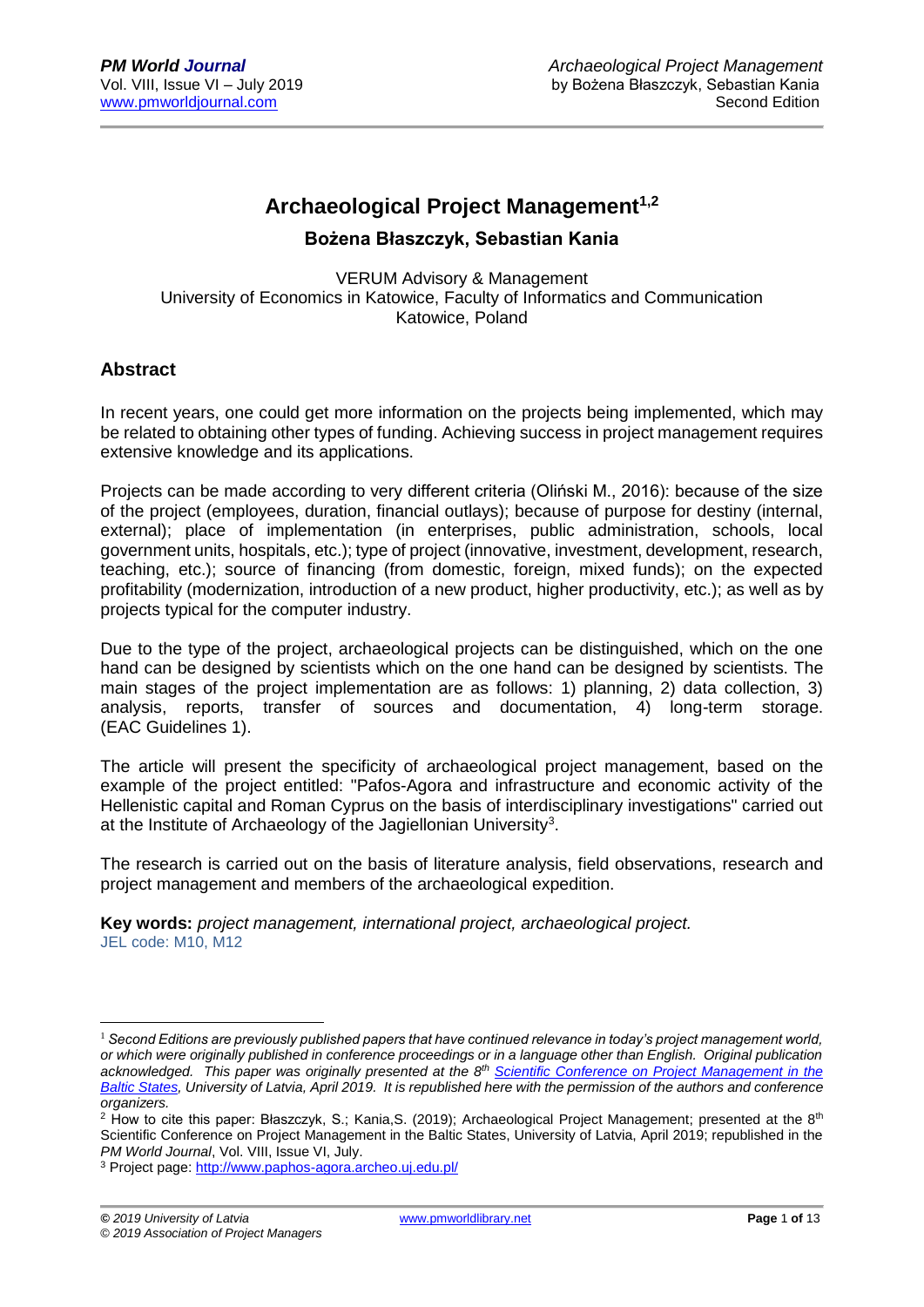# Archaeological Project Management[1,2]

### Bożena Błaszczyk, Sebastian Kania

VERUM Advisory & Management
University of Economics in Katowice, Faculty of Informatics and Communication
Katowice, Poland

## Abstract

In recent years, one could get more information on the projects being implemented, which may be related to obtaining other types of funding. Achieving success in project management requires extensive knowledge and its applications.

Projects can be made according to very different criteria (Oliński M., 2016): because of the size of the project (employees, duration, financial outlays); because of purpose for destiny (internal, external); place of implementation (in enterprises, public administration, schools, local government units, hospitals, etc.); type of project (innovative, investment, development, research, teaching, etc.); source of financing (from domestic, foreign, mixed funds); on the expected profitability (modernization, introduction of a new product, higher productivity, etc.); as well as by projects typical for the computer industry.

Due to the type of the project, archaeological projects can be distinguished, which on the one hand can be designed by scientists which on the one hand can be designed by scientists. The main stages of the project implementation are as follows: 1) planning, 2) data collection, 3) analysis, reports, transfer of sources and documentation, 4) long-term storage. (EAC Guidelines 1).

The article will present the specificity of archaeological project management, based on the example of the project entitled: "Pafos-Agora and infrastructure and economic activity of the Hellenistic capital and Roman Cyprus on the basis of interdisciplinary investigations" carried out at the Institute of Archaeology of the Jagiellonian University[3].

The research is carried out on the basis of literature analysis, field observations, research and project management and members of the archaeological expedition.

**Key words:** *project management, international project, archaeological project.*
JEL code: M10, M12

---

[1] *Second Editions are previously published papers that have continued relevance in today's project management world, or which were originally published in conference proceedings or in a language other than English. Original publication acknowledged. This paper was originally presented at the 8th Scientific Conference on Project Management in the Baltic States, University of Latvia, April 2019. It is republished here with the permission of the authors and conference organizers.*

[2] How to cite this paper: Błaszczyk, S.; Kania,S. (2019); Archaeological Project Management; presented at the 8th Scientific Conference on Project Management in the Baltic States, University of Latvia, April 2019; republished in the *PM World Journal*, Vol. VIII, Issue VI, July.

[3] Project page: http://www.paphos-agora.archeo.uj.edu.pl/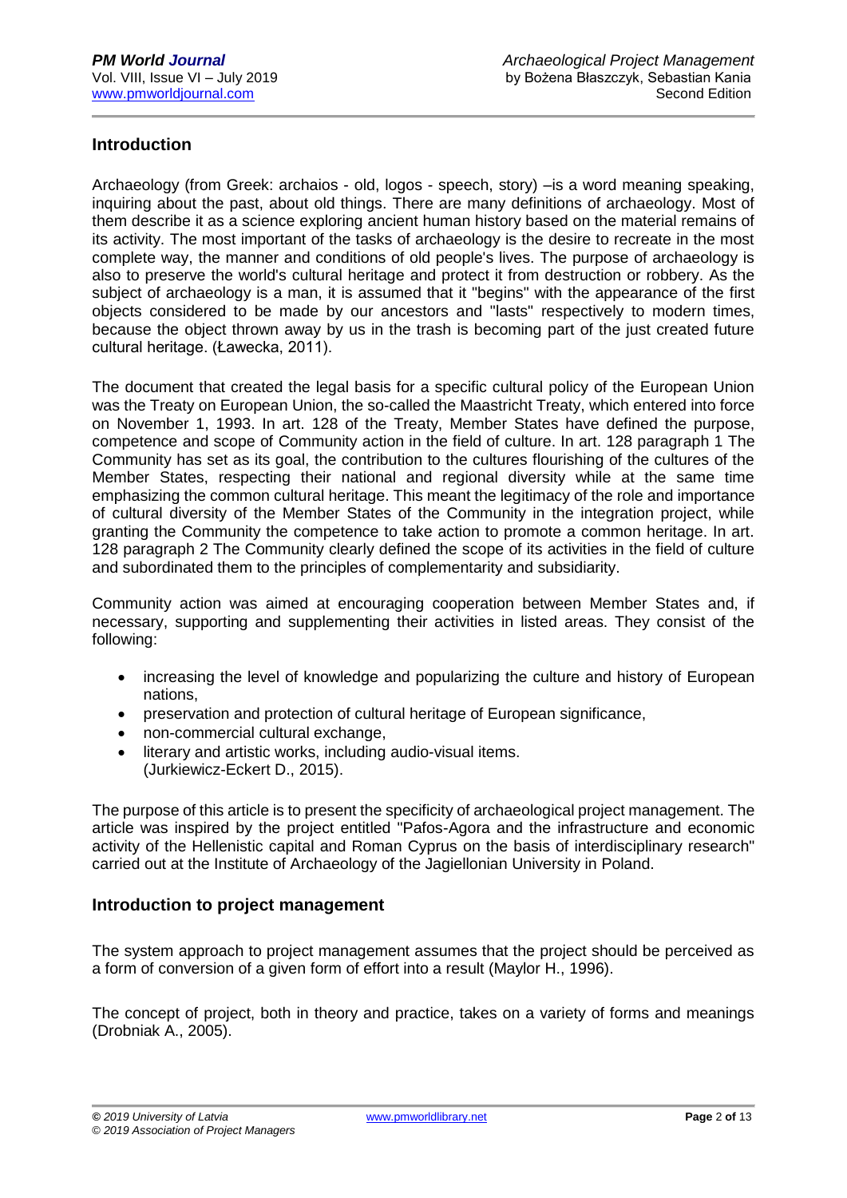## Introduction

Archaeology (from Greek: archaios - old, logos - speech, story) –is a word meaning speaking, inquiring about the past, about old things. There are many definitions of archaeology. Most of them describe it as a science exploring ancient human history based on the material remains of its activity. The most important of the tasks of archaeology is the desire to recreate in the most complete way, the manner and conditions of old people's lives. The purpose of archaeology is also to preserve the world's cultural heritage and protect it from destruction or robbery. As the subject of archaeology is a man, it is assumed that it "begins" with the appearance of the first objects considered to be made by our ancestors and "lasts" respectively to modern times, because the object thrown away by us in the trash is becoming part of the just created future cultural heritage. (Ławecka, 2011).

The document that created the legal basis for a specific cultural policy of the European Union was the Treaty on European Union, the so-called the Maastricht Treaty, which entered into force on November 1, 1993. In art. 128 of the Treaty, Member States have defined the purpose, competence and scope of Community action in the field of culture. In art. 128 paragraph 1 The Community has set as its goal, the contribution to the cultures flourishing of the cultures of the Member States, respecting their national and regional diversity while at the same time emphasizing the common cultural heritage. This meant the legitimacy of the role and importance of cultural diversity of the Member States of the Community in the integration project, while granting the Community the competence to take action to promote a common heritage. In art. 128 paragraph 2 The Community clearly defined the scope of its activities in the field of culture and subordinated them to the principles of complementarity and subsidiarity.

Community action was aimed at encouraging cooperation between Member States and, if necessary, supporting and supplementing their activities in listed areas. They consist of the following:

- increasing the level of knowledge and popularizing the culture and history of European nations,
- preservation and protection of cultural heritage of European significance,
- non-commercial cultural exchange,
- literary and artistic works, including audio-visual items.
  (Jurkiewicz-Eckert D., 2015).

The purpose of this article is to present the specificity of archaeological project management. The article was inspired by the project entitled "Pafos-Agora and the infrastructure and economic activity of the Hellenistic capital and Roman Cyprus on the basis of interdisciplinary research" carried out at the Institute of Archaeology of the Jagiellonian University in Poland.

## Introduction to project management

The system approach to project management assumes that the project should be perceived as a form of conversion of a given form of effort into a result (Maylor H., 1996).

The concept of project, both in theory and practice, takes on a variety of forms and meanings (Drobniak A., 2005).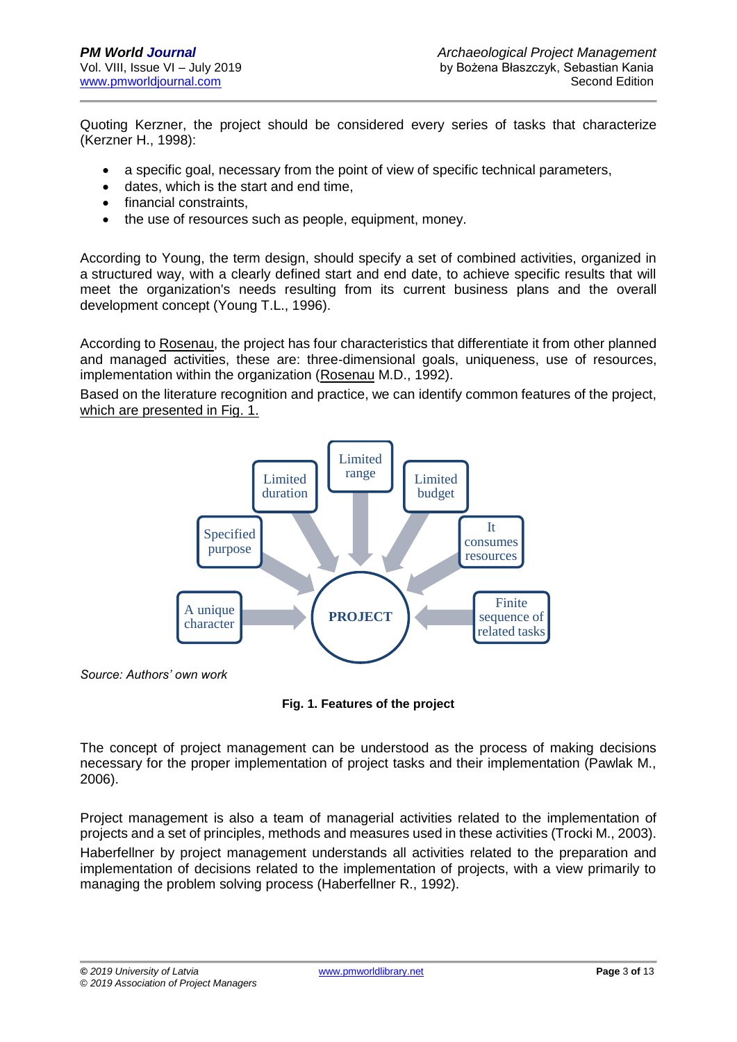Quoting Kerzner, the project should be considered every series of tasks that characterize (Kerzner H., 1998):

- a specific goal, necessary from the point of view of specific technical parameters,
- dates, which is the start and end time,
- financial constraints,
- the use of resources such as people, equipment, money.

According to Young, the term design, should specify a set of combined activities, organized in a structured way, with a clearly defined start and end date, to achieve specific results that will meet the organization's needs resulting from its current business plans and the overall development concept (Young T.L., 1996).

According to Rosenau, the project has four characteristics that differentiate it from other planned and managed activities, these are: three-dimensional goals, uniqueness, use of resources, implementation within the organization (Rosenau M.D., 1992).

Based on the literature recognition and practice, we can identify common features of the project, which are presented in Fig. 1.

PROJECT: Limited duration; Limited range; Limited budget; Specified purpose; It consumes resources; A unique character; Finite sequence of related tasks

*Source: Authors' own work*

**Fig. 1. Features of the project**

The concept of project management can be understood as the process of making decisions necessary for the proper implementation of project tasks and their implementation (Pawlak M., 2006).

Project management is also a team of managerial activities related to the implementation of projects and a set of principles, methods and measures used in these activities (Trocki M., 2003).

Haberfellner by project management understands all activities related to the preparation and implementation of decisions related to the implementation of projects, with a view primarily to managing the problem solving process (Haberfellner R., 1992).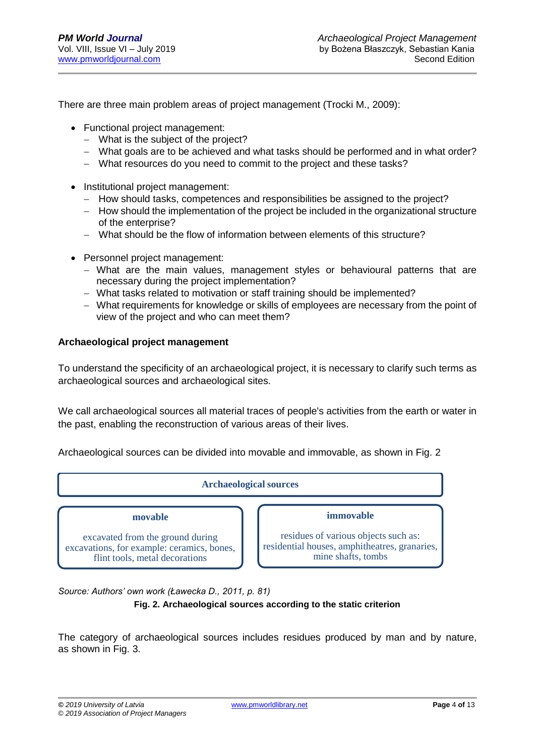There are three main problem areas of project management (Trocki M., 2009):

- Functional project management:
  - What is the subject of the project?
  - What goals are to be achieved and what tasks should be performed and in what order?
  - What resources do you need to commit to the project and these tasks?

- Institutional project management:
  - How should tasks, competences and responsibilities be assigned to the project?
  - How should the implementation of the project be included in the organizational structure of the enterprise?
  - What should be the flow of information between elements of this structure?

- Personnel project management:
  - What are the main values, management styles or behavioural patterns that are necessary during the project implementation?
  - What tasks related to motivation or staff training should be implemented?
  - What requirements for knowledge or skills of employees are necessary from the point of view of the project and who can meet them?

**Archaeological project management**

To understand the specificity of an archaeological project, it is necessary to clarify such terms as archaeological sources and archaeological sites.

We call archaeological sources all material traces of people's activities from the earth or water in the past, enabling the reconstruction of various areas of their lives.

Archaeological sources can be divided into movable and immovable, as shown in Fig. 2

| Archaeological sources | |
|---|---|
| **movable** | **immovable** |
| excavated from the ground during excavations, for example: ceramics, bones, flint tools, metal decorations | residues of various objects such as: residential houses, amphitheatres, granaries, mine shafts, tombs |

*Source: Authors' own work (Ławecka D., 2011, p. 81)*

**Fig. 2. Archaeological sources according to the static criterion**

The category of archaeological sources includes residues produced by man and by nature, as shown in Fig. 3.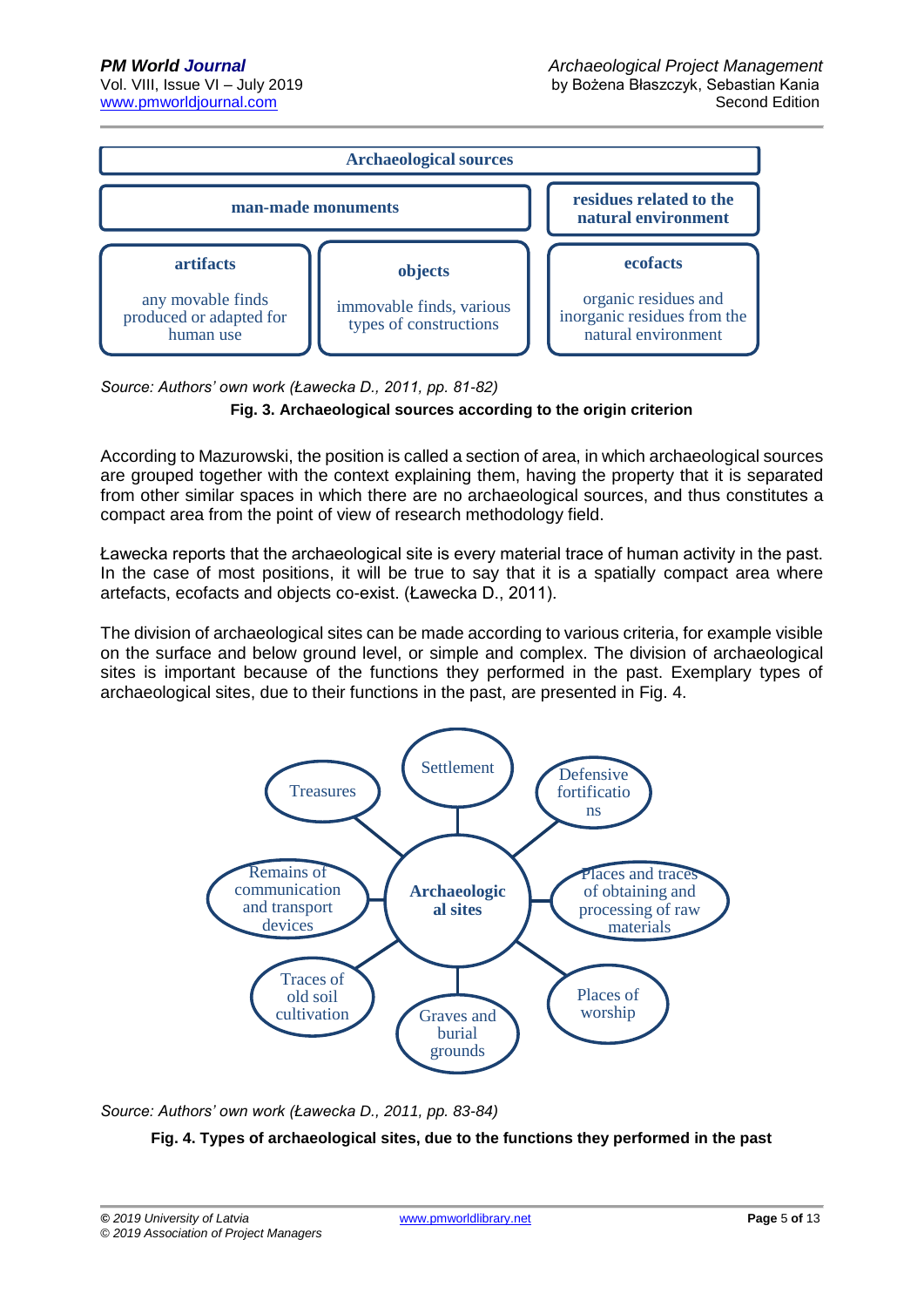| Archaeological sources | | |
|---|---|---|
| man-made monuments | | residues related to the natural environment |
| **artifacts** any movable finds produced or adapted for human use | **objects** immovable finds, various types of constructions | **ecofacts** organic residues and inorganic residues from the natural environment |

*Source: Authors' own work (Ławecka D., 2011, pp. 81-82)*

**Fig. 3. Archaeological sources according to the origin criterion**

According to Mazurowski, the position is called a section of area, in which archaeological sources are grouped together with the context explaining them, having the property that it is separated from other similar spaces in which there are no archaeological sources, and thus constitutes a compact area from the point of view of research methodology field.

Ławecka reports that the archaeological site is every material trace of human activity in the past. In the case of most positions, it will be true to say that it is a spatially compact area where artefacts, ecofacts and objects co-exist. (Ławecka D., 2011).

The division of archaeological sites can be made according to various criteria, for example visible on the surface and below ground level, or simple and complex. The division of archaeological sites is important because of the functions they performed in the past. Exemplary types of archaeological sites, due to their functions in the past, are presented in Fig. 4.

**Archaeological sites**

- Settlement
- Defensive fortifications
- Places and traces of obtaining and processing of raw materials
- Places of worship
- Graves and burial grounds
- Traces of old soil cultivation
- Remains of communication and transport devices
- Treasures

*Source: Authors' own work (Ławecka D., 2011, pp. 83-84)*

**Fig. 4. Types of archaeological sites, due to the functions they performed in the past**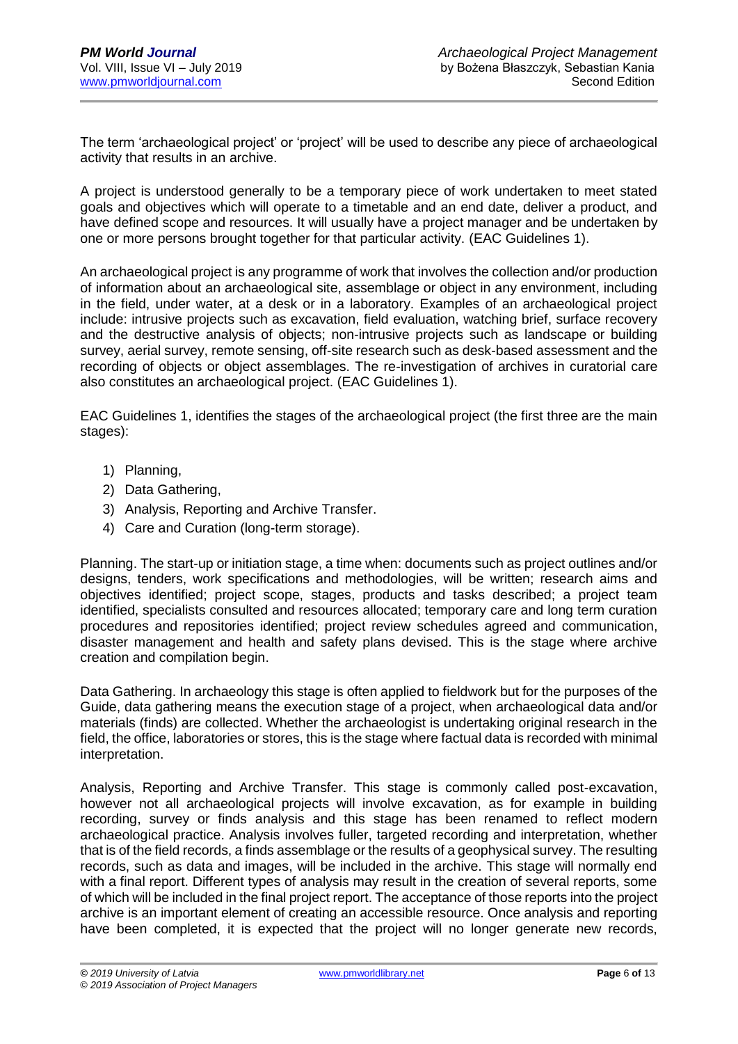The term 'archaeological project' or 'project' will be used to describe any piece of archaeological activity that results in an archive.

A project is understood generally to be a temporary piece of work undertaken to meet stated goals and objectives which will operate to a timetable and an end date, deliver a product, and have defined scope and resources. It will usually have a project manager and be undertaken by one or more persons brought together for that particular activity. (EAC Guidelines 1).

An archaeological project is any programme of work that involves the collection and/or production of information about an archaeological site, assemblage or object in any environment, including in the field, under water, at a desk or in a laboratory. Examples of an archaeological project include: intrusive projects such as excavation, field evaluation, watching brief, surface recovery and the destructive analysis of objects; non-intrusive projects such as landscape or building survey, aerial survey, remote sensing, off-site research such as desk-based assessment and the recording of objects or object assemblages. The re-investigation of archives in curatorial care also constitutes an archaeological project. (EAC Guidelines 1).

EAC Guidelines 1, identifies the stages of the archaeological project (the first three are the main stages):

1) Planning,
2) Data Gathering,
3) Analysis, Reporting and Archive Transfer.
4) Care and Curation (long-term storage).

Planning. The start-up or initiation stage, a time when: documents such as project outlines and/or designs, tenders, work specifications and methodologies, will be written; research aims and objectives identified; project scope, stages, products and tasks described; a project team identified, specialists consulted and resources allocated; temporary care and long term curation procedures and repositories identified; project review schedules agreed and communication, disaster management and health and safety plans devised. This is the stage where archive creation and compilation begin.

Data Gathering. In archaeology this stage is often applied to fieldwork but for the purposes of the Guide, data gathering means the execution stage of a project, when archaeological data and/or materials (finds) are collected. Whether the archaeologist is undertaking original research in the field, the office, laboratories or stores, this is the stage where factual data is recorded with minimal interpretation.

Analysis, Reporting and Archive Transfer. This stage is commonly called post-excavation, however not all archaeological projects will involve excavation, as for example in building recording, survey or finds analysis and this stage has been renamed to reflect modern archaeological practice. Analysis involves fuller, targeted recording and interpretation, whether that is of the field records, a finds assemblage or the results of a geophysical survey. The resulting records, such as data and images, will be included in the archive. This stage will normally end with a final report. Different types of analysis may result in the creation of several reports, some of which will be included in the final project report. The acceptance of those reports into the project archive is an important element of creating an accessible resource. Once analysis and reporting have been completed, it is expected that the project will no longer generate new records,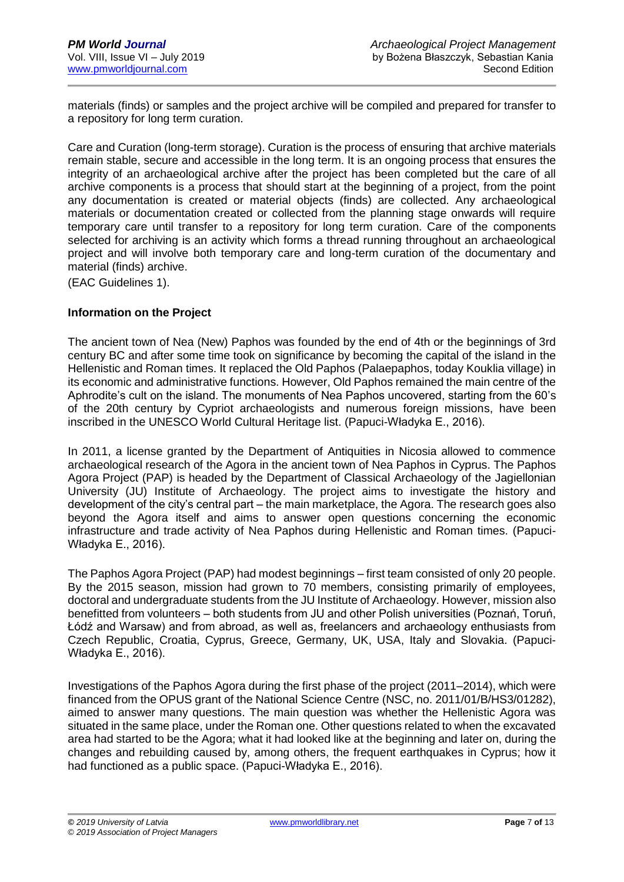materials (finds) or samples and the project archive will be compiled and prepared for transfer to a repository for long term curation.

Care and Curation (long-term storage). Curation is the process of ensuring that archive materials remain stable, secure and accessible in the long term. It is an ongoing process that ensures the integrity of an archaeological archive after the project has been completed but the care of all archive components is a process that should start at the beginning of a project, from the point any documentation is created or material objects (finds) are collected. Any archaeological materials or documentation created or collected from the planning stage onwards will require temporary care until transfer to a repository for long term curation. Care of the components selected for archiving is an activity which forms a thread running throughout an archaeological project and will involve both temporary care and long-term curation of the documentary and material (finds) archive.

(EAC Guidelines 1).

**Information on the Project**

The ancient town of Nea (New) Paphos was founded by the end of 4th or the beginnings of 3rd century BC and after some time took on significance by becoming the capital of the island in the Hellenistic and Roman times. It replaced the Old Paphos (Palaepaphos, today Kouklia village) in its economic and administrative functions. However, Old Paphos remained the main centre of the Aphrodite's cult on the island. The monuments of Nea Paphos uncovered, starting from the 60's of the 20th century by Cypriot archaeologists and numerous foreign missions, have been inscribed in the UNESCO World Cultural Heritage list. (Papuci-Władyka E., 2016).

In 2011, a license granted by the Department of Antiquities in Nicosia allowed to commence archaeological research of the Agora in the ancient town of Nea Paphos in Cyprus. The Paphos Agora Project (PAP) is headed by the Department of Classical Archaeology of the Jagiellonian University (JU) Institute of Archaeology. The project aims to investigate the history and development of the city's central part – the main marketplace, the Agora. The research goes also beyond the Agora itself and aims to answer open questions concerning the economic infrastructure and trade activity of Nea Paphos during Hellenistic and Roman times. (Papuci-Władyka E., 2016).

The Paphos Agora Project (PAP) had modest beginnings – first team consisted of only 20 people. By the 2015 season, mission had grown to 70 members, consisting primarily of employees, doctoral and undergraduate students from the JU Institute of Archaeology. However, mission also benefitted from volunteers – both students from JU and other Polish universities (Poznań, Toruń, Łódź and Warsaw) and from abroad, as well as, freelancers and archaeology enthusiasts from Czech Republic, Croatia, Cyprus, Greece, Germany, UK, USA, Italy and Slovakia. (Papuci-Władyka E., 2016).

Investigations of the Paphos Agora during the first phase of the project (2011–2014), which were financed from the OPUS grant of the National Science Centre (NSC, no. 2011/01/B/HS3/01282), aimed to answer many questions. The main question was whether the Hellenistic Agora was situated in the same place, under the Roman one. Other questions related to when the excavated area had started to be the Agora; what it had looked like at the beginning and later on, during the changes and rebuilding caused by, among others, the frequent earthquakes in Cyprus; how it had functioned as a public space. (Papuci-Władyka E., 2016).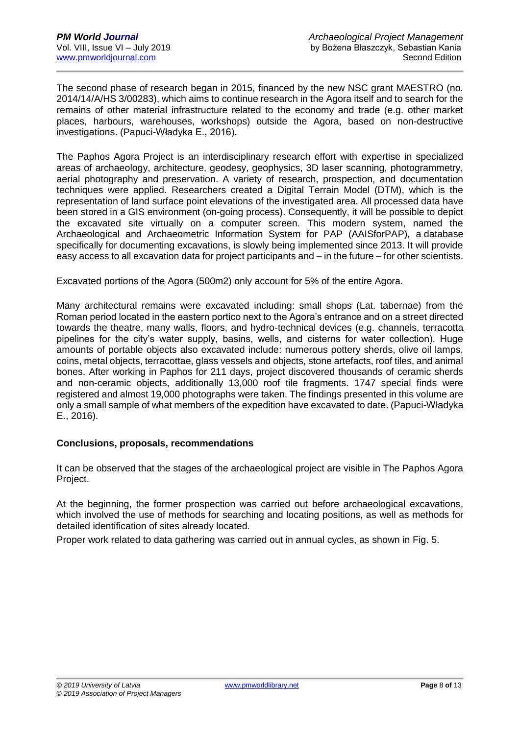The second phase of research began in 2015, financed by the new NSC grant MAESTRO (no. 2014/14/A/HS 3/00283), which aims to continue research in the Agora itself and to search for the remains of other material infrastructure related to the economy and trade (e.g. other market places, harbours, warehouses, workshops) outside the Agora, based on non-destructive investigations. (Papuci-Władyka E., 2016).

The Paphos Agora Project is an interdisciplinary research effort with expertise in specialized areas of archaeology, architecture, geodesy, geophysics, 3D laser scanning, photogrammetry, aerial photography and preservation. A variety of research, prospection, and documentation techniques were applied. Researchers created a Digital Terrain Model (DTM), which is the representation of land surface point elevations of the investigated area. All processed data have been stored in a GIS environment (on-going process). Consequently, it will be possible to depict the excavated site virtually on a computer screen. This modern system, named the Archaeological and Archaeometric Information System for PAP (AAISforPAP), a database specifically for documenting excavations, is slowly being implemented since 2013. It will provide easy access to all excavation data for project participants and – in the future – for other scientists.

Excavated portions of the Agora (500m2) only account for 5% of the entire Agora.

Many architectural remains were excavated including: small shops (Lat. tabernae) from the Roman period located in the eastern portico next to the Agora's entrance and on a street directed towards the theatre, many walls, floors, and hydro-technical devices (e.g. channels, terracotta pipelines for the city's water supply, basins, wells, and cisterns for water collection). Huge amounts of portable objects also excavated include: numerous pottery sherds, olive oil lamps, coins, metal objects, terracottae, glass vessels and objects, stone artefacts, roof tiles, and animal bones. After working in Paphos for 211 days, project discovered thousands of ceramic sherds and non-ceramic objects, additionally 13,000 roof tile fragments. 1747 special finds were registered and almost 19,000 photographs were taken. The findings presented in this volume are only a small sample of what members of the expedition have excavated to date. (Papuci-Władyka E., 2016).

**Conclusions, proposals, recommendations**

It can be observed that the stages of the archaeological project are visible in The Paphos Agora Project.

At the beginning, the former prospection was carried out before archaeological excavations, which involved the use of methods for searching and locating positions, as well as methods for detailed identification of sites already located.

Proper work related to data gathering was carried out in annual cycles, as shown in Fig. 5.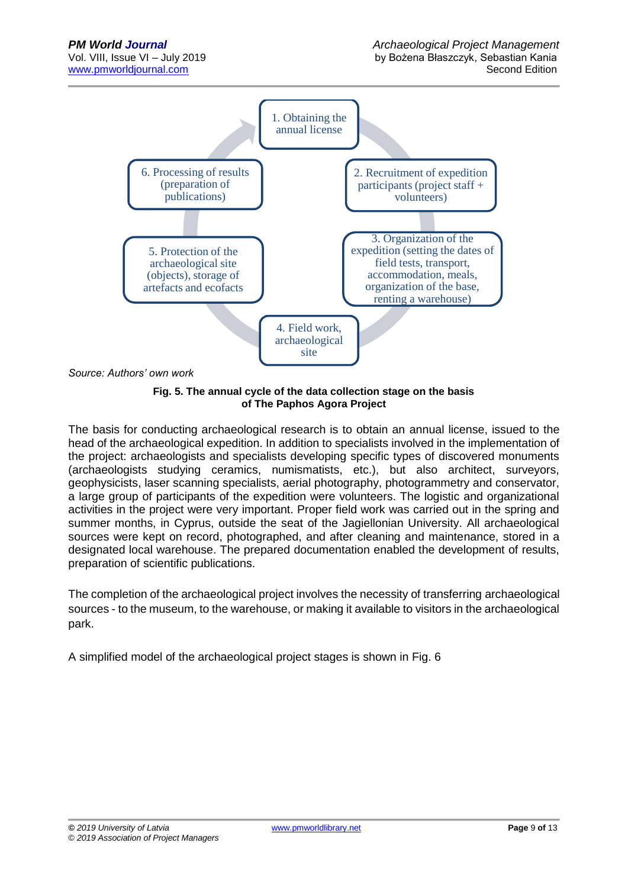1. Obtaining the annual license

2. Recruitment of expedition participants (project staff + volunteers)

3. Organization of the expedition (setting the dates of field tests, transport, accommodation, meals, organization of the base, renting a warehouse)

4. Field work, archaeological site

5. Protection of the archaeological site (objects), storage of artefacts and ecofacts

6. Processing of results (preparation of publications)

*Source: Authors' own work*

**Fig. 5. The annual cycle of the data collection stage on the basis of The Paphos Agora Project**

The basis for conducting archaeological research is to obtain an annual license, issued to the head of the archaeological expedition. In addition to specialists involved in the implementation of the project: archaeologists and specialists developing specific types of discovered monuments (archaeologists studying ceramics, numismatists, etc.), but also architect, surveyors, geophysicists, laser scanning specialists, aerial photography, photogrammetry and conservator, a large group of participants of the expedition were volunteers. The logistic and organizational activities in the project were very important. Proper field work was carried out in the spring and summer months, in Cyprus, outside the seat of the Jagiellonian University. All archaeological sources were kept on record, photographed, and after cleaning and maintenance, stored in a designated local warehouse. The prepared documentation enabled the development of results, preparation of scientific publications.

The completion of the archaeological project involves the necessity of transferring archaeological sources - to the museum, to the warehouse, or making it available to visitors in the archaeological park.

A simplified model of the archaeological project stages is shown in Fig. 6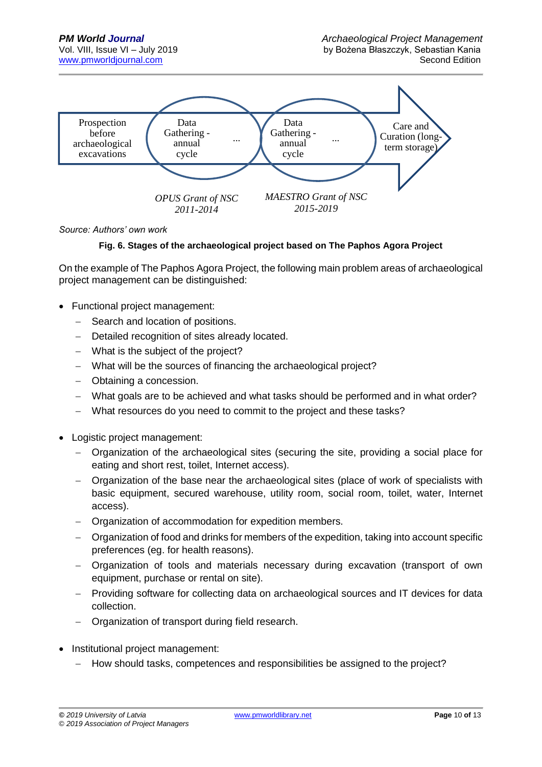Prospection before archaeological excavations → Data Gathering - annual cycle ... → Data Gathering - annual cycle ... → Care and Curation (long-term storage)

*OPUS Grant of NSC 2011-2014*

*MAESTRO Grant of NSC 2015-2019*

*Source: Authors' own work*

**Fig. 6. Stages of the archaeological project based on The Paphos Agora Project**

On the example of The Paphos Agora Project, the following main problem areas of archaeological project management can be distinguished:

- Functional project management:
  - Search and location of positions.
  - Detailed recognition of sites already located.
  - What is the subject of the project?
  - What will be the sources of financing the archaeological project?
  - Obtaining a concession.
  - What goals are to be achieved and what tasks should be performed and in what order?
  - What resources do you need to commit to the project and these tasks?

- Logistic project management:
  - Organization of the archaeological sites (securing the site, providing a social place for eating and short rest, toilet, Internet access).
  - Organization of the base near the archaeological sites (place of work of specialists with basic equipment, secured warehouse, utility room, social room, toilet, water, Internet access).
  - Organization of accommodation for expedition members.
  - Organization of food and drinks for members of the expedition, taking into account specific preferences (eg. for health reasons).
  - Organization of tools and materials necessary during excavation (transport of own equipment, purchase or rental on site).
  - Providing software for collecting data on archaeological sources and IT devices for data collection.
  - Organization of transport during field research.

- Institutional project management:
  - How should tasks, competences and responsibilities be assigned to the project?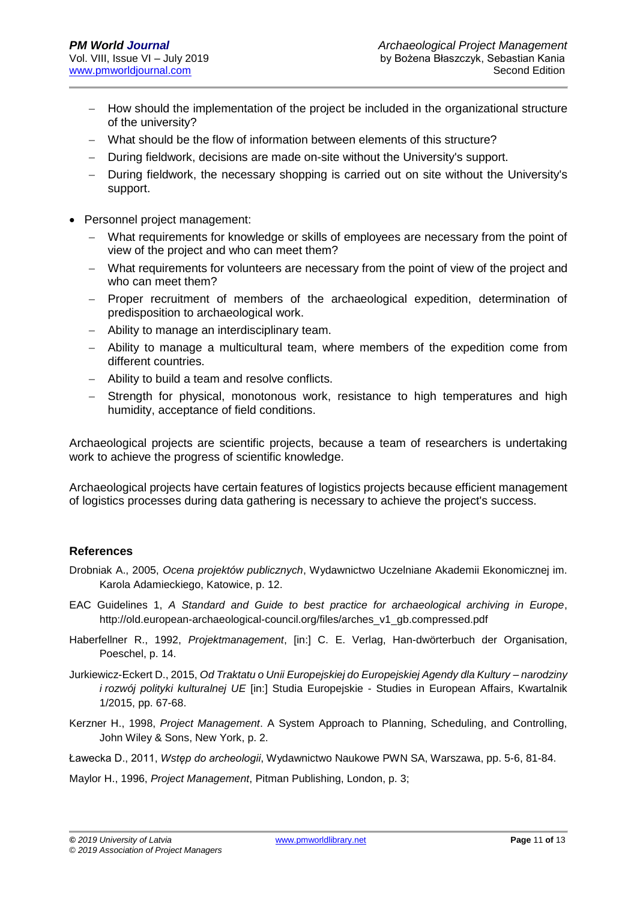- How should the implementation of the project be included in the organizational structure of the university?
  - What should be the flow of information between elements of this structure?
  - During fieldwork, decisions are made on-site without the University's support.
  - During fieldwork, the necessary shopping is carried out on site without the University's support.

- Personnel project management:
  - What requirements for knowledge or skills of employees are necessary from the point of view of the project and who can meet them?
  - What requirements for volunteers are necessary from the point of view of the project and who can meet them?
  - Proper recruitment of members of the archaeological expedition, determination of predisposition to archaeological work.
  - Ability to manage an interdisciplinary team.
  - Ability to manage a multicultural team, where members of the expedition come from different countries.
  - Ability to build a team and resolve conflicts.
  - Strength for physical, monotonous work, resistance to high temperatures and high humidity, acceptance of field conditions.

Archaeological projects are scientific projects, because a team of researchers is undertaking work to achieve the progress of scientific knowledge.

Archaeological projects have certain features of logistics projects because efficient management of logistics processes during data gathering is necessary to achieve the project's success.

## References

Drobniak A., 2005, *Ocena projektów publicznych*, Wydawnictwo Uczelniane Akademii Ekonomicznej im. Karola Adamieckiego, Katowice, p. 12.

EAC Guidelines 1, *A Standard and Guide to best practice for archaeological archiving in Europe*, http://old.european-archaeological-council.org/files/arches_v1_gb.compressed.pdf

Haberfellner R., 1992, *Projektmanagement*, [in:] C. E. Verlag, Han-dwörterbuch der Organisation, Poeschel, p. 14.

Jurkiewicz-Eckert D., 2015, *Od Traktatu o Unii Europejskiej do Europejskiej Agendy dla Kultury – narodziny i rozwój polityki kulturalnej UE* [in:] Studia Europejskie - Studies in European Affairs, Kwartalnik 1/2015, pp. 67-68.

Kerzner H., 1998, *Project Management*. A System Approach to Planning, Scheduling, and Controlling, John Wiley & Sons, New York, p. 2.

Ławecka D., 2011, *Wstęp do archeologii*, Wydawnictwo Naukowe PWN SA, Warszawa, pp. 5-6, 81-84.

Maylor H., 1996, *Project Management*, Pitman Publishing, London, p. 3;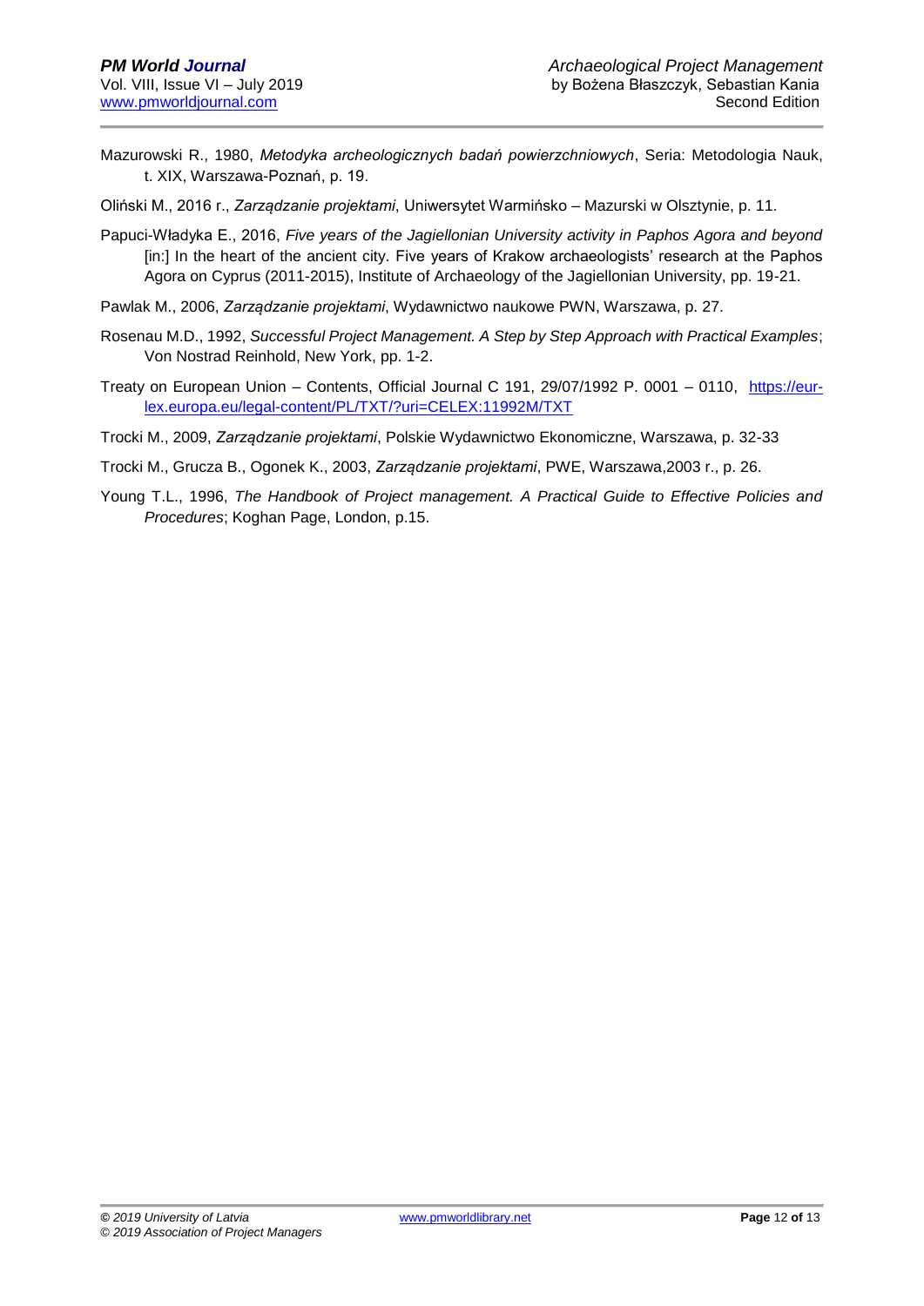Mazurowski R., 1980, *Metodyka archeologicznych badań powierzchniowych*, Seria: Metodologia Nauk, t. XIX, Warszawa-Poznań, p. 19.

Oliński M., 2016 r., *Zarządzanie projektami*, Uniwersytet Warmińsko – Mazurski w Olsztynie, p. 11.

Papuci-Władyka E., 2016, *Five years of the Jagiellonian University activity in Paphos Agora and beyond* [in:] In the heart of the ancient city. Five years of Krakow archaeologists' research at the Paphos Agora on Cyprus (2011-2015), Institute of Archaeology of the Jagiellonian University, pp. 19-21.

Pawlak M., 2006, *Zarządzanie projektami*, Wydawnictwo naukowe PWN, Warszawa, p. 27.

Rosenau M.D., 1992, *Successful Project Management. A Step by Step Approach with Practical Examples*; Von Nostrad Reinhold, New York, pp. 1-2.

Treaty on European Union – Contents, Official Journal C 191, 29/07/1992 P. 0001 – 0110, https://eur-lex.europa.eu/legal-content/PL/TXT/?uri=CELEX:11992M/TXT

Trocki M., 2009, *Zarządzanie projektami*, Polskie Wydawnictwo Ekonomiczne, Warszawa, p. 32-33

Trocki M., Grucza B., Ogonek K., 2003, *Zarządzanie projektami*, PWE, Warszawa,2003 r., p. 26.

Young T.L., 1996, *The Handbook of Project management. A Practical Guide to Effective Policies and Procedures*; Koghan Page, London, p.15.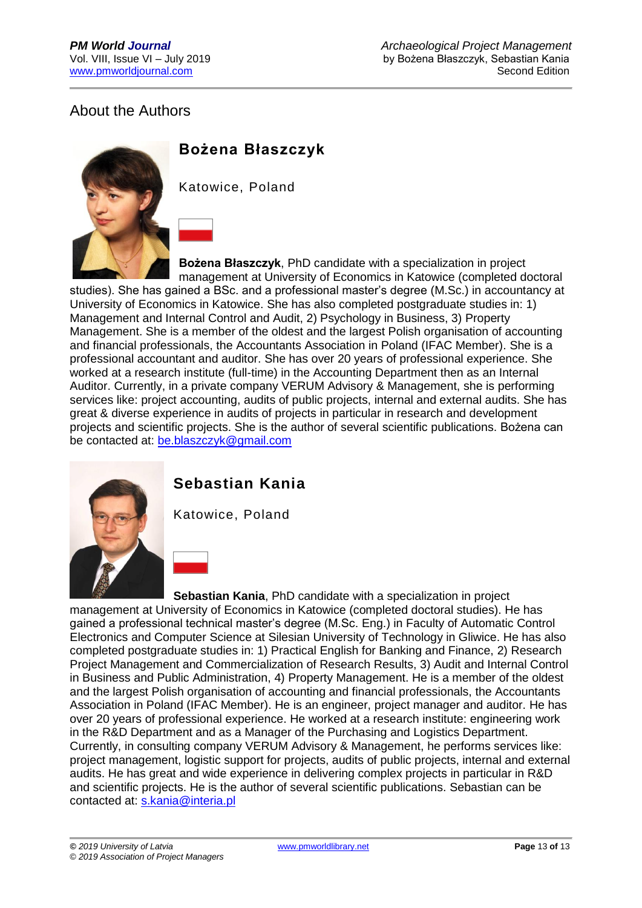## About the Authors

### Bożena Błaszczyk

Katowice, Poland

**Bożena Błaszczyk**, PhD candidate with a specialization in project management at University of Economics in Katowice (completed doctoral studies). She has gained a BSc. and a professional master's degree (M.Sc.) in accountancy at University of Economics in Katowice. She has also completed postgraduate studies in: 1) Management and Internal Control and Audit, 2) Psychology in Business, 3) Property Management. She is a member of the oldest and the largest Polish organisation of accounting and financial professionals, the Accountants Association in Poland (IFAC Member). She is a professional accountant and auditor. She has over 20 years of professional experience. She worked at a research institute (full-time) in the Accounting Department then as an Internal Auditor. Currently, in a private company VERUM Advisory & Management, she is performing services like: project accounting, audits of public projects, internal and external audits. She has great & diverse experience in audits of projects in particular in research and development projects and scientific projects. She is the author of several scientific publications. Bożena can be contacted at: be.blaszczyk@gmail.com

### Sebastian Kania

Katowice, Poland

**Sebastian Kania**, PhD candidate with a specialization in project management at University of Economics in Katowice (completed doctoral studies). He has gained a professional technical master's degree (M.Sc. Eng.) in Faculty of Automatic Control Electronics and Computer Science at Silesian University of Technology in Gliwice. He has also completed postgraduate studies in: 1) Practical English for Banking and Finance, 2) Research Project Management and Commercialization of Research Results, 3) Audit and Internal Control in Business and Public Administration, 4) Property Management. He is a member of the oldest and the largest Polish organisation of accounting and financial professionals, the Accountants Association in Poland (IFAC Member). He is an engineer, project manager and auditor. He has over 20 years of professional experience. He worked at a research institute: engineering work in the R&D Department and as a Manager of the Purchasing and Logistics Department. Currently, in consulting company VERUM Advisory & Management, he performs services like: project management, logistic support for projects, audits of public projects, internal and external audits. He has great and wide experience in delivering complex projects in particular in R&D and scientific projects. He is the author of several scientific publications. Sebastian can be contacted at: s.kania@interia.pl